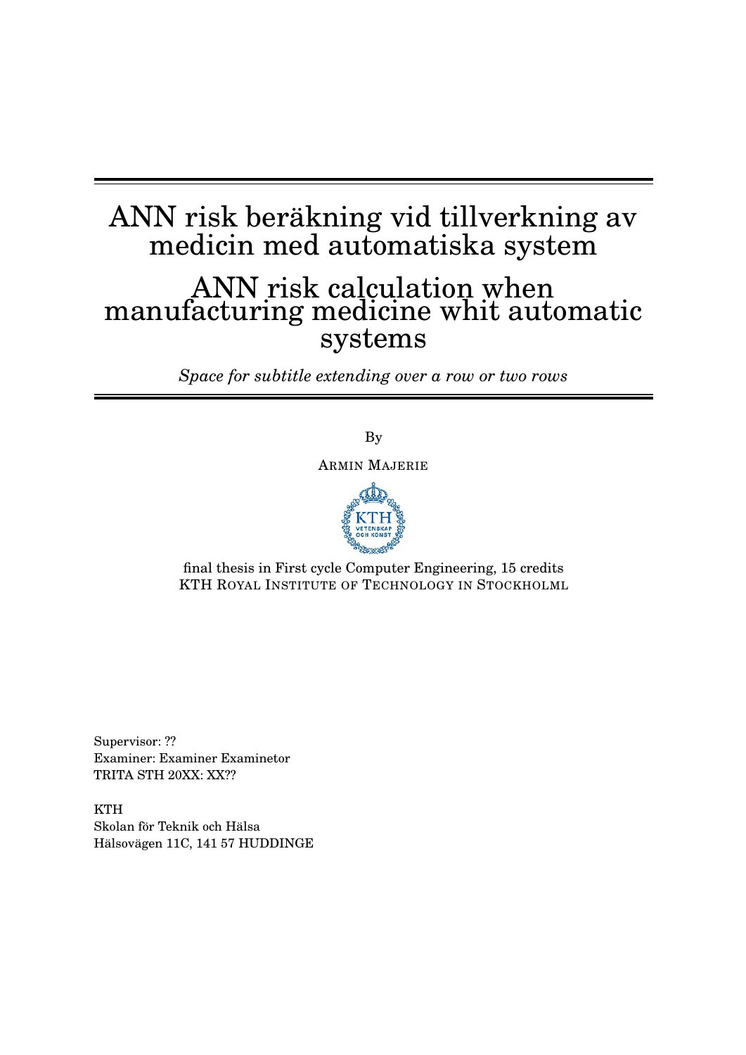# ANN risk beräkning vid tillverkning av medicin med automatiska system

# ANN risk calculation when manufacturing medicine whit automatic systems

*Space for subtitle extending over a row or two rows*

By

ARMIN MAJERIE

final thesis in First cycle Computer Engineering, 15 credits
KTH ROYAL INSTITUTE OF TECHNOLOGY IN STOCKHOLML

Supervisor: ??
Examiner: Examiner Examinetor
TRITA STH 20XX: XX??

KTH
Skolan för Teknik och Hälsa
Hälsovägen 11C, 141 57 HUDDINGE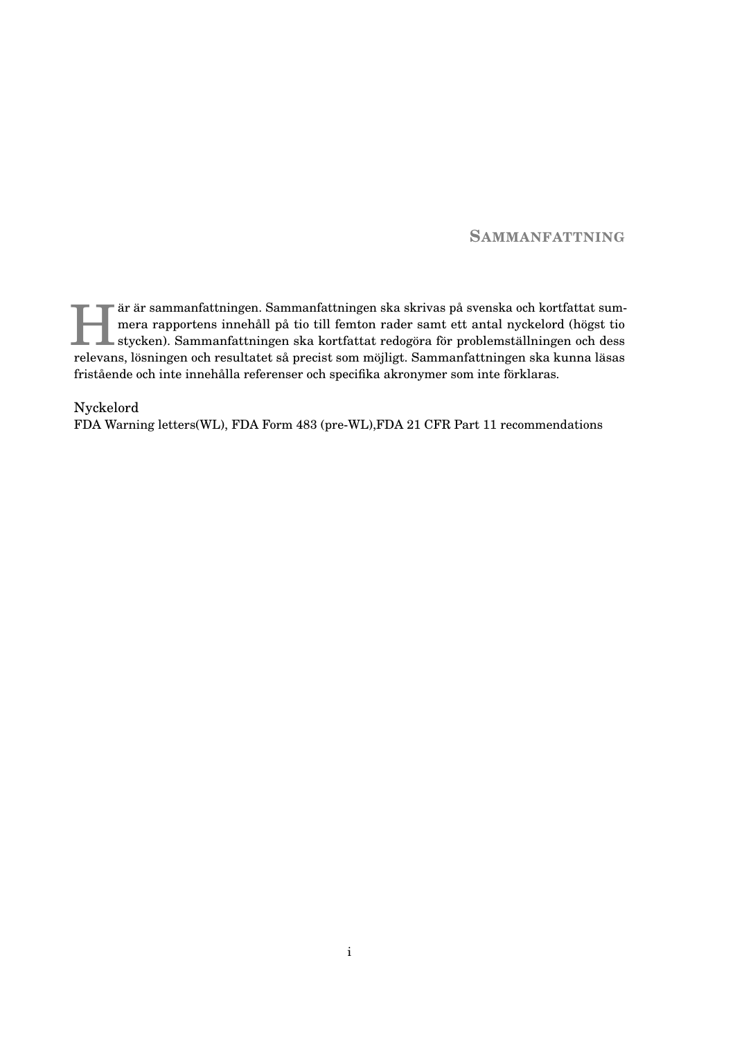# Sammanfattning

Här är sammanfattningen. Sammanfattningen ska skrivas på svenska och kortfattat summera rapportens innehåll på tio till femton rader samt ett antal nyckelord (högst tio stycken). Sammanfattningen ska kortfattat redogöra för problemställningen och dess relevans, lösningen och resultatet så precist som möjligt. Sammanfattningen ska kunna läsas fristående och inte innehålla referenser och specifika akronymer som inte förklaras.

Nyckelord

FDA Warning letters(WL), FDA Form 483 (pre-WL),FDA 21 CFR Part 11 recommendations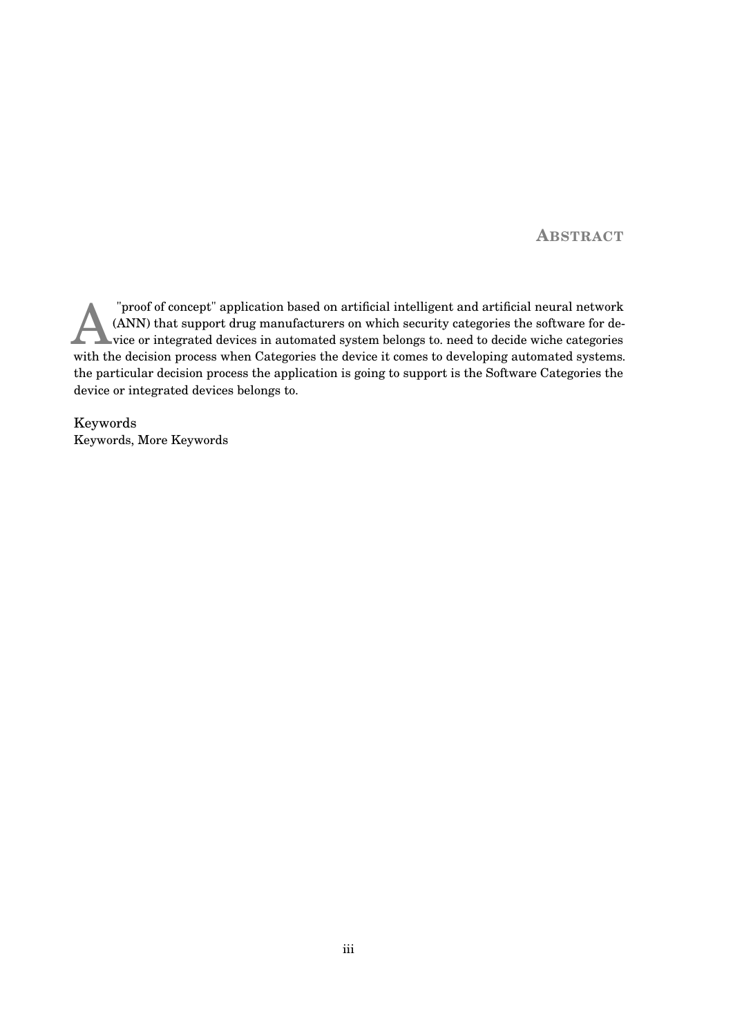# Abstract

A "proof of concept" application based on artificial intelligent and artificial neural network (ANN) that support drug manufacturers on which security categories the software for device or integrated devices in automated system belongs to. need to decide wiche categories with the decision process when Categories the device it comes to developing automated systems. the particular decision process the application is going to support is the Software Categories the device or integrated devices belongs to.

Keywords
Keywords, More Keywords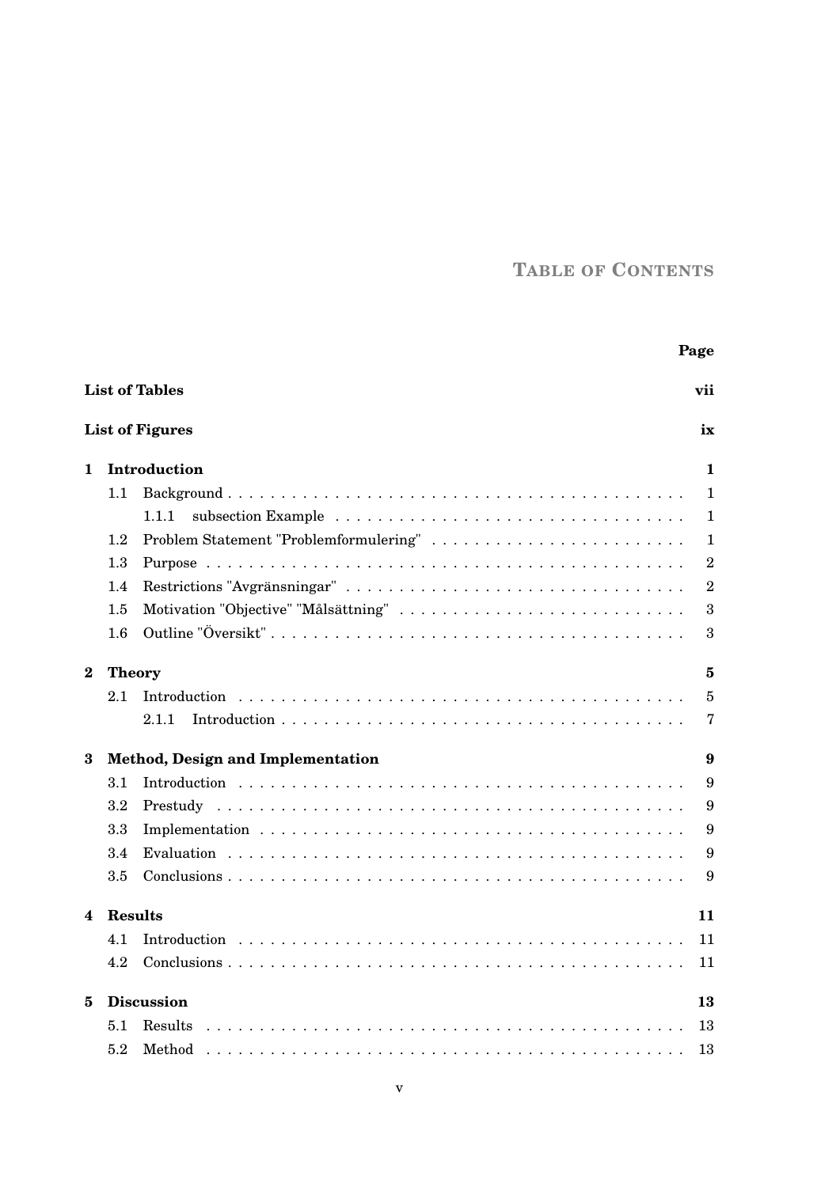# Table of Contents

| | | Page |
|---|---|---|
| **List of Tables** | | **vii** |
| **List of Figures** | | **ix** |
| **1** | **Introduction** | **1** |
| 1.1 | Background | 1 |
| 1.1.1 | subsection Example | 1 |
| 1.2 | Problem Statement "Problemformulering" | 1 |
| 1.3 | Purpose | 2 |
| 1.4 | Restrictions "Avgränsningar" | 2 |
| 1.5 | Motivation "Objective" "Målsättning" | 3 |
| 1.6 | Outline "Översikt" | 3 |
| **2** | **Theory** | **5** |
| 2.1 | Introduction | 5 |
| 2.1.1 | Introduction | 7 |
| **3** | **Method, Design and Implementation** | **9** |
| 3.1 | Introduction | 9 |
| 3.2 | Prestudy | 9 |
| 3.3 | Implementation | 9 |
| 3.4 | Evaluation | 9 |
| 3.5 | Conclusions | 9 |
| **4** | **Results** | **11** |
| 4.1 | Introduction | 11 |
| 4.2 | Conclusions | 11 |
| **5** | **Discussion** | **13** |
| 5.1 | Results | 13 |
| 5.2 | Method | 13 |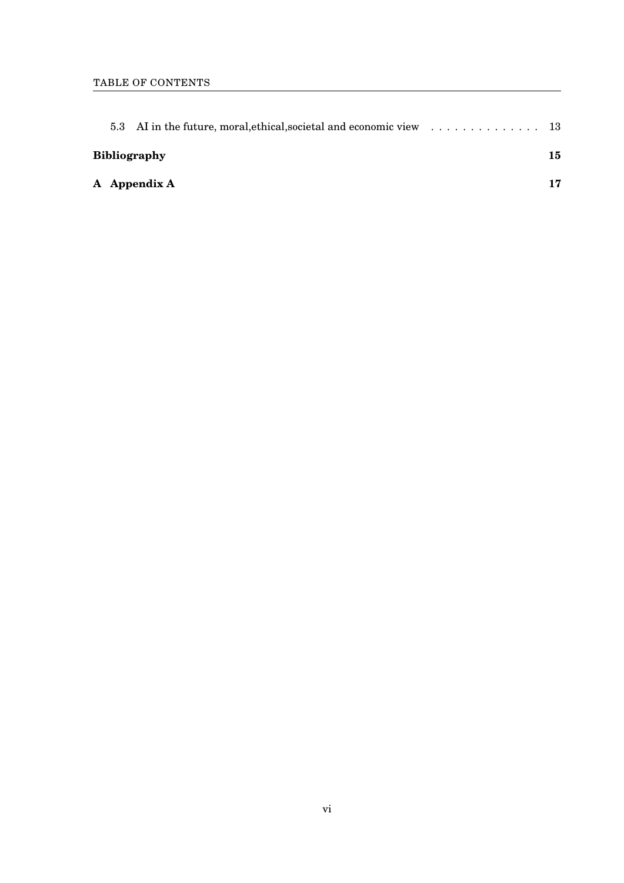5.3 AI in the future, moral,ethical,societal and economic view . . . . . . . . . . . . . . 13

**Bibliography** **15**

**A Appendix A** **17**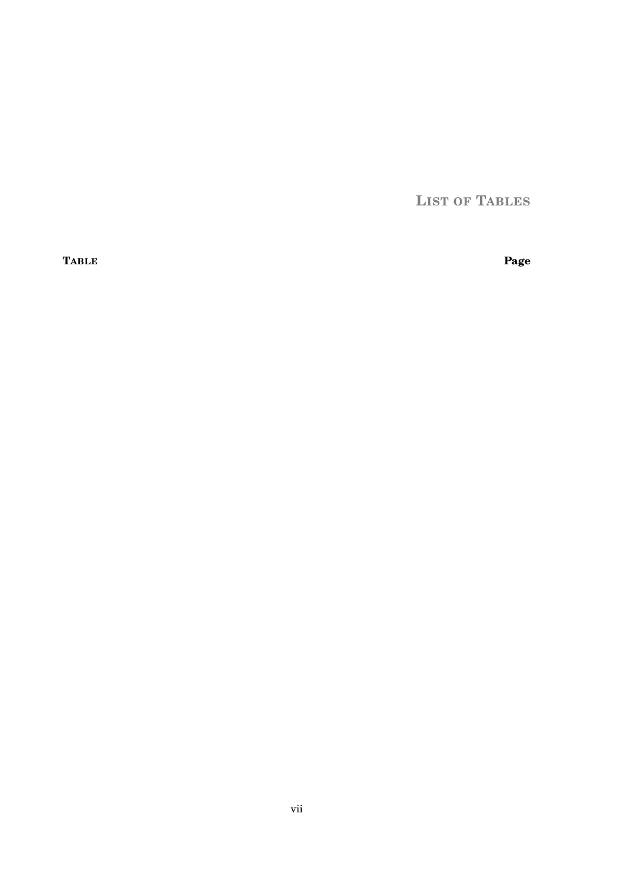# List of Tables

**Table** **Page**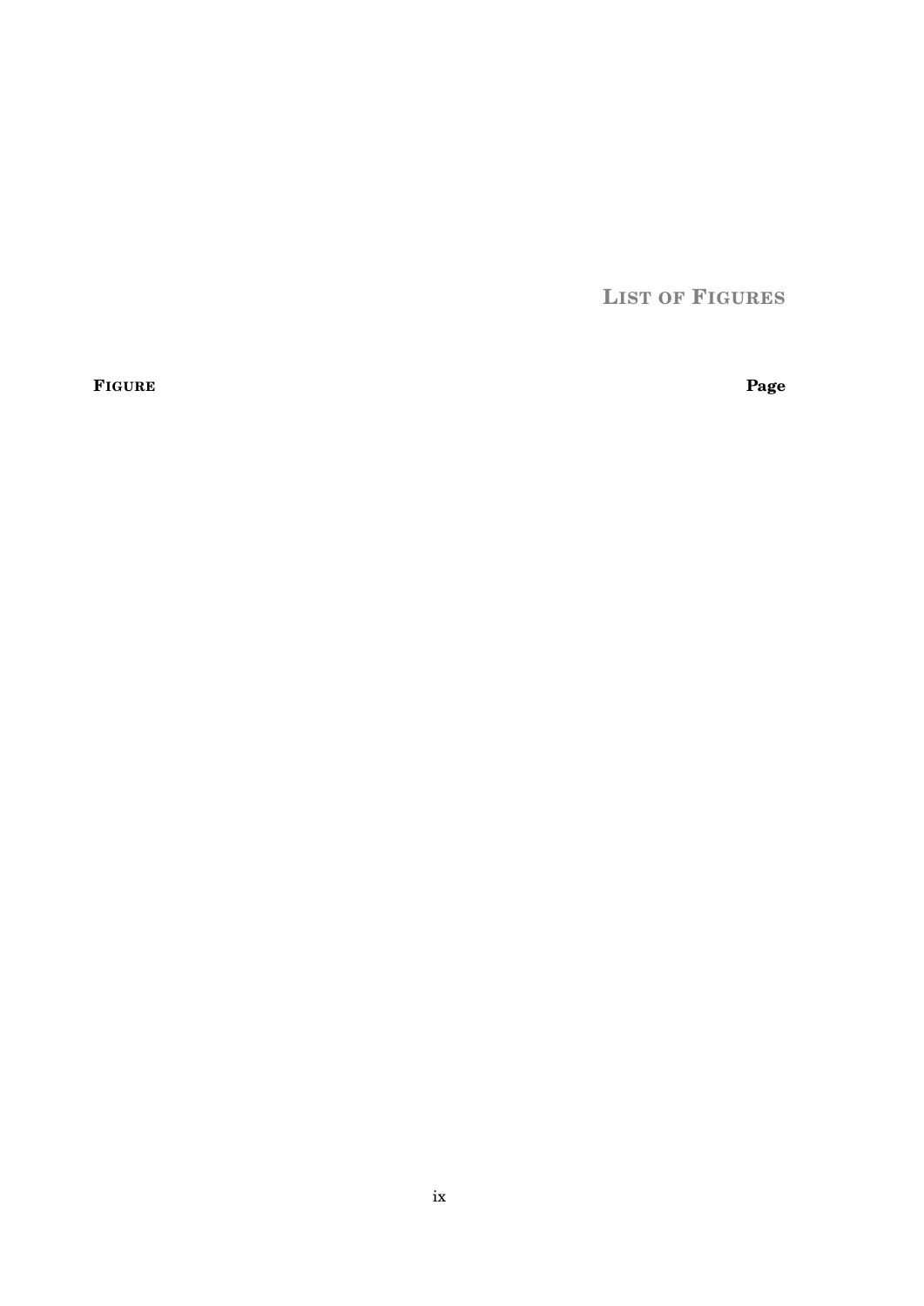# List of Figures

| **Figure** | **Page** |
|---|---|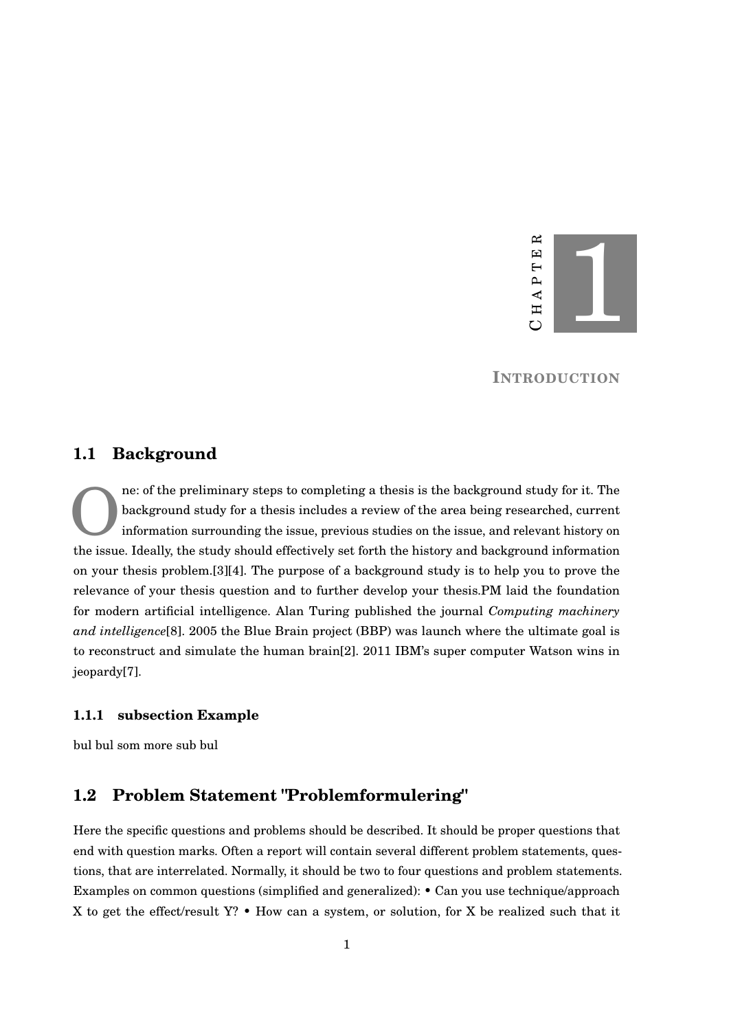# Chapter 1

## Introduction

## 1.1 Background

One: of the preliminary steps to completing a thesis is the background study for it. The background study for a thesis includes a review of the area being researched, current information surrounding the issue, previous studies on the issue, and relevant history on the issue. Ideally, the study should effectively set forth the history and background information on your thesis problem.[3][4]. The purpose of a background study is to help you to prove the relevance of your thesis question and to further develop your thesis.PM laid the foundation for modern artificial intelligence. Alan Turing published the journal *Computing machinery and intelligence*[8]. 2005 the Blue Brain project (BBP) was launch where the ultimate goal is to reconstruct and simulate the human brain[2]. 2011 IBM's super computer Watson wins in jeopardy[7].

### 1.1.1 subsection Example

bul bul som more sub bul

## 1.2 Problem Statement "Problemformulering"

Here the specific questions and problems should be described. It should be proper questions that end with question marks. Often a report will contain several different problem statements, questions, that are interrelated. Normally, it should be two to four questions and problem statements. Examples on common questions (simplified and generalized): • Can you use technique/approach X to get the effect/result Y? • How can a system, or solution, for X be realized such that it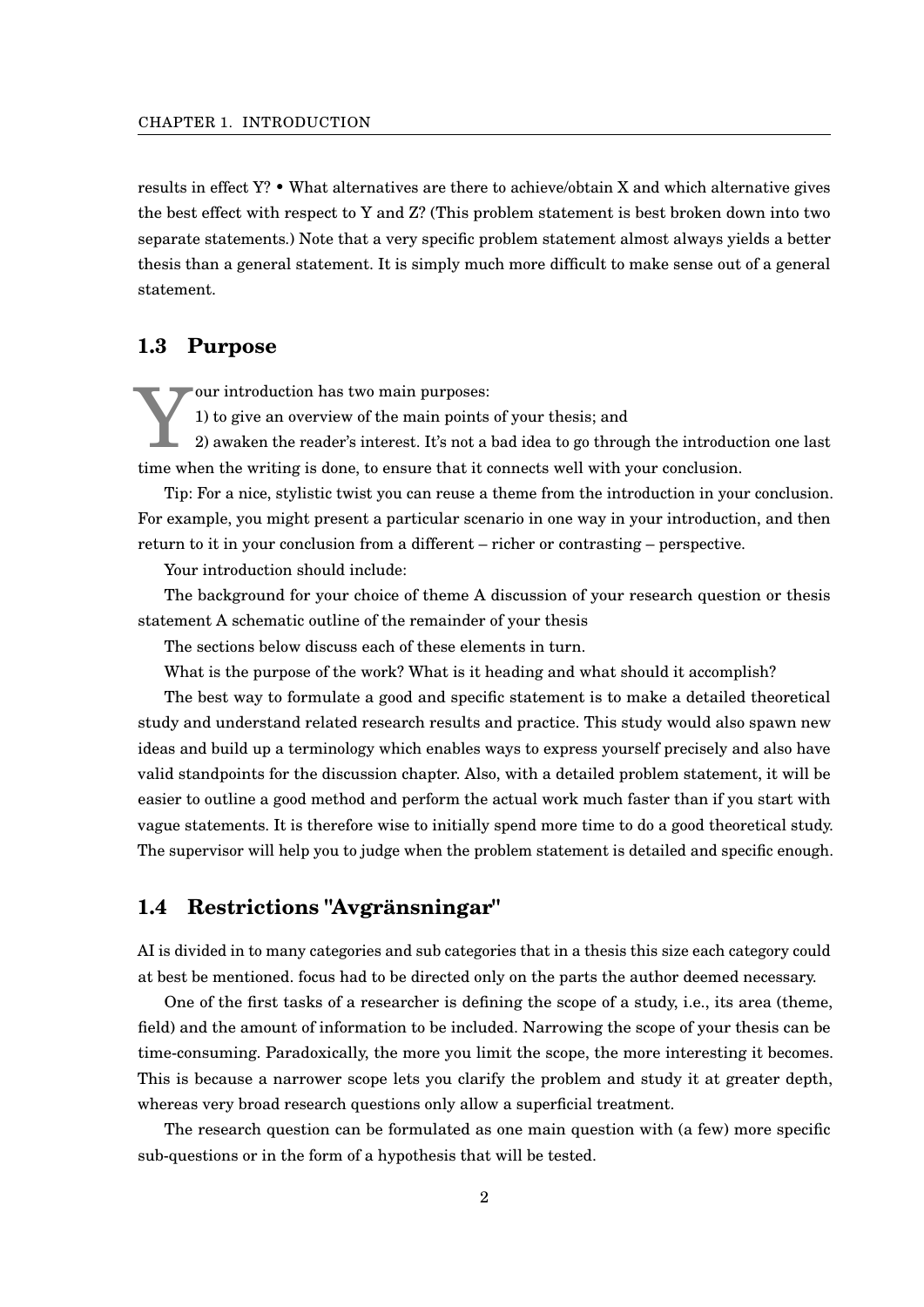results in effect Y? • What alternatives are there to achieve/obtain X and which alternative gives the best effect with respect to Y and Z? (This problem statement is best broken down into two separate statements.) Note that a very specific problem statement almost always yields a better thesis than a general statement. It is simply much more difficult to make sense out of a general statement.

## 1.3 Purpose

Your introduction has two main purposes:
1) to give an overview of the main points of your thesis; and
2) awaken the reader's interest. It's not a bad idea to go through the introduction one last time when the writing is done, to ensure that it connects well with your conclusion.

Tip: For a nice, stylistic twist you can reuse a theme from the introduction in your conclusion. For example, you might present a particular scenario in one way in your introduction, and then return to it in your conclusion from a different – richer or contrasting – perspective.

Your introduction should include:

The background for your choice of theme A discussion of your research question or thesis statement A schematic outline of the remainder of your thesis

The sections below discuss each of these elements in turn.

What is the purpose of the work? What is it heading and what should it accomplish?

The best way to formulate a good and specific statement is to make a detailed theoretical study and understand related research results and practice. This study would also spawn new ideas and build up a terminology which enables ways to express yourself precisely and also have valid standpoints for the discussion chapter. Also, with a detailed problem statement, it will be easier to outline a good method and perform the actual work much faster than if you start with vague statements. It is therefore wise to initially spend more time to do a good theoretical study. The supervisor will help you to judge when the problem statement is detailed and specific enough.

## 1.4 Restrictions "Avgränsningar"

AI is divided in to many categories and sub categories that in a thesis this size each category could at best be mentioned. focus had to be directed only on the parts the author deemed necessary.

One of the first tasks of a researcher is defining the scope of a study, i.e., its area (theme, field) and the amount of information to be included. Narrowing the scope of your thesis can be time-consuming. Paradoxically, the more you limit the scope, the more interesting it becomes. This is because a narrower scope lets you clarify the problem and study it at greater depth, whereas very broad research questions only allow a superficial treatment.

The research question can be formulated as one main question with (a few) more specific sub-questions or in the form of a hypothesis that will be tested.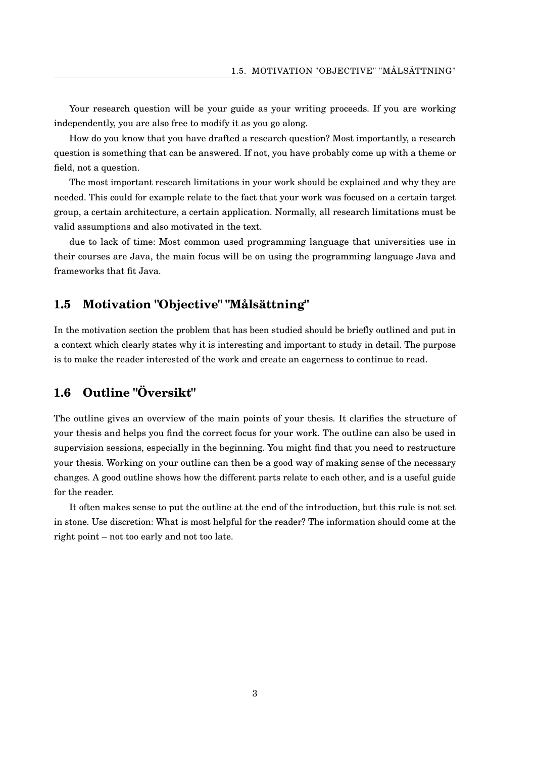Your research question will be your guide as your writing proceeds. If you are working independently, you are also free to modify it as you go along.

How do you know that you have drafted a research question? Most importantly, a research question is something that can be answered. If not, you have probably come up with a theme or field, not a question.

The most important research limitations in your work should be explained and why they are needed. This could for example relate to the fact that your work was focused on a certain target group, a certain architecture, a certain application. Normally, all research limitations must be valid assumptions and also motivated in the text.

due to lack of time: Most common used programming language that universities use in their courses are Java, the main focus will be on using the programming language Java and frameworks that fit Java.

## 1.5 Motivation "Objective" "Målsättning"

In the motivation section the problem that has been studied should be briefly outlined and put in a context which clearly states why it is interesting and important to study in detail. The purpose is to make the reader interested of the work and create an eagerness to continue to read.

## 1.6 Outline "Översikt"

The outline gives an overview of the main points of your thesis. It clarifies the structure of your thesis and helps you find the correct focus for your work. The outline can also be used in supervision sessions, especially in the beginning. You might find that you need to restructure your thesis. Working on your outline can then be a good way of making sense of the necessary changes. A good outline shows how the different parts relate to each other, and is a useful guide for the reader.

It often makes sense to put the outline at the end of the introduction, but this rule is not set in stone. Use discretion: What is most helpful for the reader? The information should come at the right point – not too early and not too late.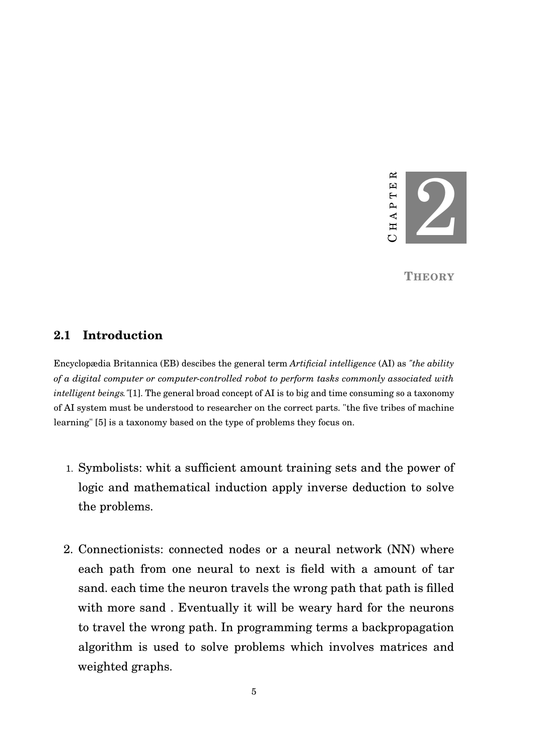# Chapter 2

# Theory

## 2.1 Introduction

Encyclopædia Britannica (EB) descibes the general term *Artificial intelligence* (AI) as *"the ability of a digital computer or computer-controlled robot to perform tasks commonly associated with intelligent beings."*[1]. The general broad concept of AI is to big and time consuming so a taxonomy of AI system must be understood to researcher on the correct parts. "the five tribes of machine learning" [5] is a taxonomy based on the type of problems they focus on.

1. Symbolists: whit a sufficient amount training sets and the power of logic and mathematical induction apply inverse deduction to solve the problems.

2. Connectionists: connected nodes or a neural network (NN) where each path from one neural to next is field with a amount of tar sand. each time the neuron travels the wrong path that path is filled with more sand . Eventually it will be weary hard for the neurons to travel the wrong path. In programming terms a backpropagation algorithm is used to solve problems which involves matrices and weighted graphs.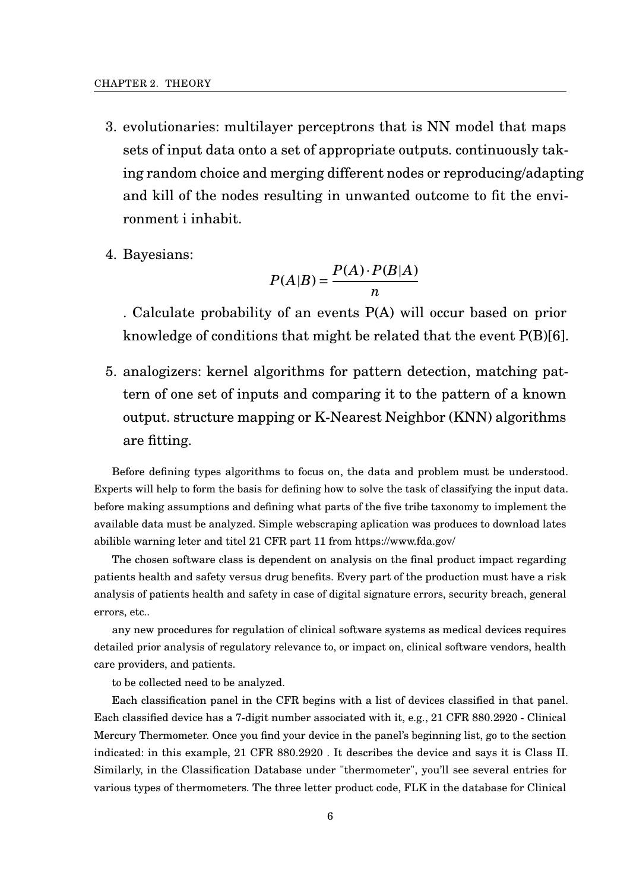3. evolutionaries: multilayer perceptrons that is NN model that maps sets of input data onto a set of appropriate outputs. continuously taking random choice and merging different nodes or reproducing/adapting and kill of the nodes resulting in unwanted outcome to fit the environment i inhabit.

4. Bayesians:
$$P(A|B) = \frac{P(A) \cdot P(B|A)}{n}$$
. Calculate probability of an events P(A) will occur based on prior knowledge of conditions that might be related that the event P(B)[6].

5. analogizers: kernel algorithms for pattern detection, matching pattern of one set of inputs and comparing it to the pattern of a known output. structure mapping or K-Nearest Neighbor (KNN) algorithms are fitting.

Before defining types algorithms to focus on, the data and problem must be understood. Experts will help to form the basis for defining how to solve the task of classifying the input data. before making assumptions and defining what parts of the five tribe taxonomy to implement the available data must be analyzed. Simple webscraping aplication was produces to download lates abilible warning leter and titel 21 CFR part 11 from https://www.fda.gov/

The chosen software class is dependent on analysis on the final product impact regarding patients health and safety versus drug benefits. Every part of the production must have a risk analysis of patients health and safety in case of digital signature errors, security breach, general errors, etc..

any new procedures for regulation of clinical software systems as medical devices requires detailed prior analysis of regulatory relevance to, or impact on, clinical software vendors, health care providers, and patients.

to be collected need to be analyzed.

Each classification panel in the CFR begins with a list of devices classified in that panel. Each classified device has a 7-digit number associated with it, e.g., 21 CFR 880.2920 - Clinical Mercury Thermometer. Once you find your device in the panel's beginning list, go to the section indicated: in this example, 21 CFR 880.2920 . It describes the device and says it is Class II. Similarly, in the Classification Database under "thermometer", you'll see several entries for various types of thermometers. The three letter product code, FLK in the database for Clinical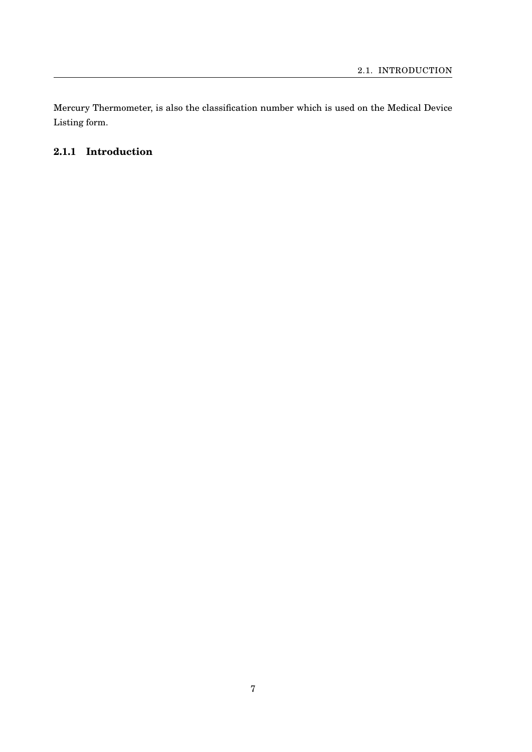Mercury Thermometer, is also the classification number which is used on the Medical Device Listing form.

### 2.1.1 Introduction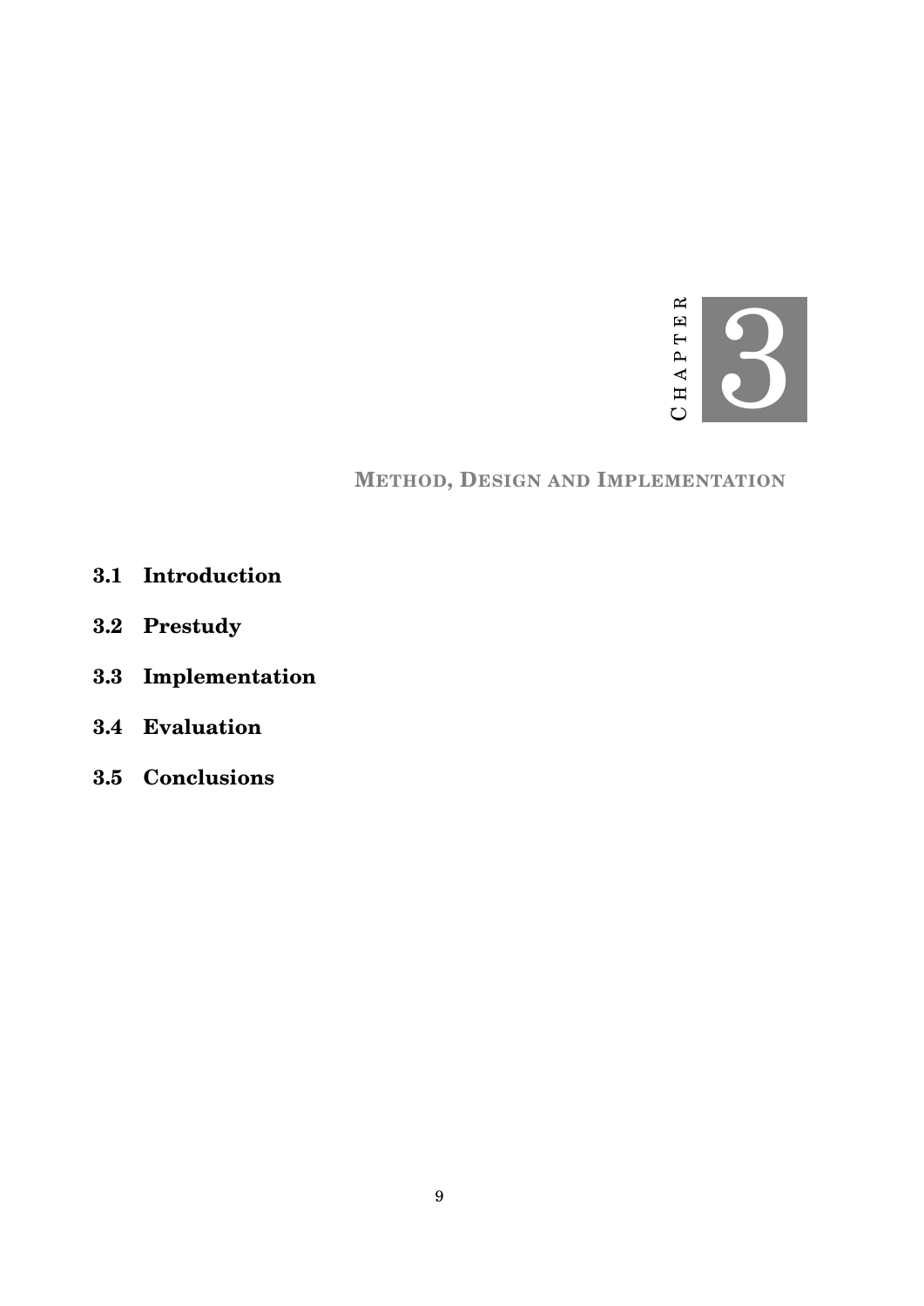# Chapter 3

# Method, Design and Implementation

## 3.1 Introduction

## 3.2 Prestudy

## 3.3 Implementation

## 3.4 Evaluation

## 3.5 Conclusions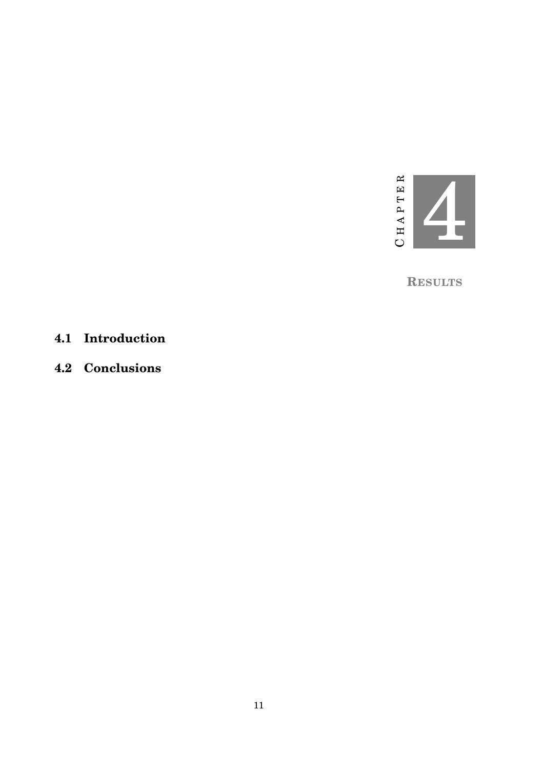# Chapter 4

# Results

## 4.1 Introduction

## 4.2 Conclusions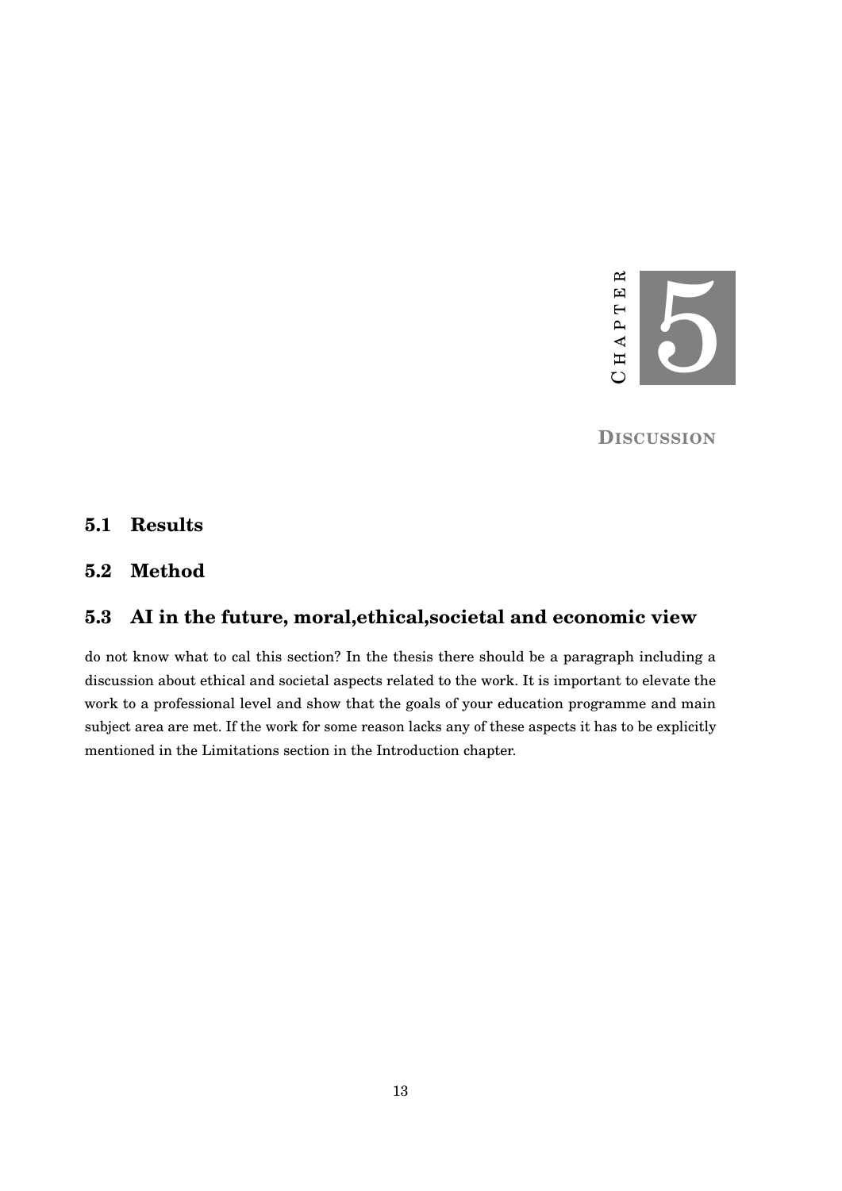# Chapter 5

# Discussion

## 5.1 Results

## 5.2 Method

## 5.3 AI in the future, moral,ethical,societal and economic view

do not know what to cal this section? In the thesis there should be a paragraph including a discussion about ethical and societal aspects related to the work. It is important to elevate the work to a professional level and show that the goals of your education programme and main subject area are met. If the work for some reason lacks any of these aspects it has to be explicitly mentioned in the Limitations section in the Introduction chapter.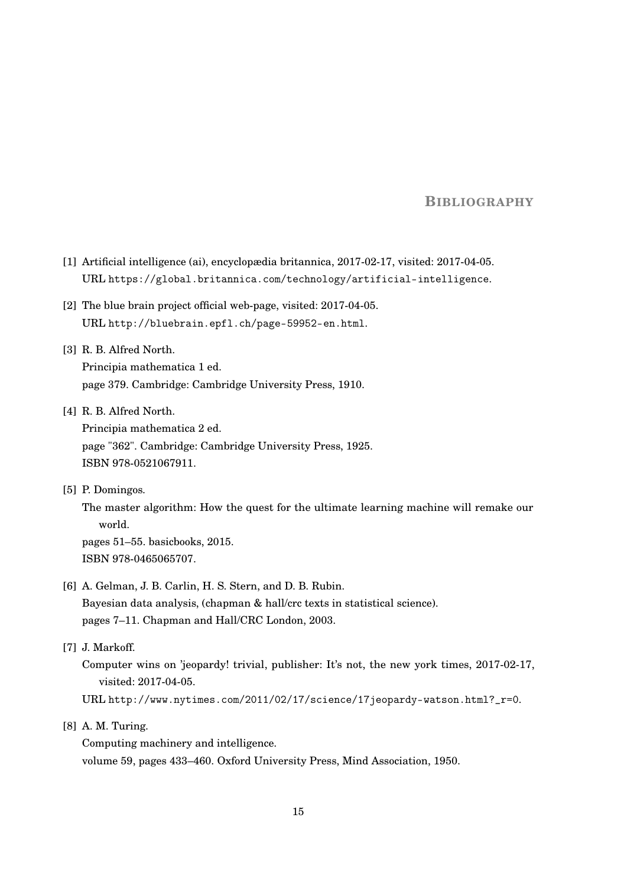# BIBLIOGRAPHY

[1] Artificial intelligence (ai), encyclopædia britannica, 2017-02-17, visited: 2017-04-05.
URL https://global.britannica.com/technology/artificial-intelligence.

[2] The blue brain project official web-page, visited: 2017-04-05.
URL http://bluebrain.epfl.ch/page-59952-en.html.

[3] R. B. Alfred North.
Principia mathematica 1 ed.
page 379. Cambridge: Cambridge University Press, 1910.

[4] R. B. Alfred North.
Principia mathematica 2 ed.
page "362". Cambridge: Cambridge University Press, 1925.
ISBN 978-0521067911.

[5] P. Domingos.
The master algorithm: How the quest for the ultimate learning machine will remake our world.
pages 51–55. basicbooks, 2015.
ISBN 978-0465065707.

[6] A. Gelman, J. B. Carlin, H. S. Stern, and D. B. Rubin.
Bayesian data analysis, (chapman & hall/crc texts in statistical science).
pages 7–11. Chapman and Hall/CRC London, 2003.

[7] J. Markoff.
Computer wins on 'jeopardy! trivial, publisher: It's not, the new york times, 2017-02-17, visited: 2017-04-05.
URL http://www.nytimes.com/2011/02/17/science/17jeopardy-watson.html?_r=0.

[8] A. M. Turing.
Computing machinery and intelligence.
volume 59, pages 433–460. Oxford University Press, Mind Association, 1950.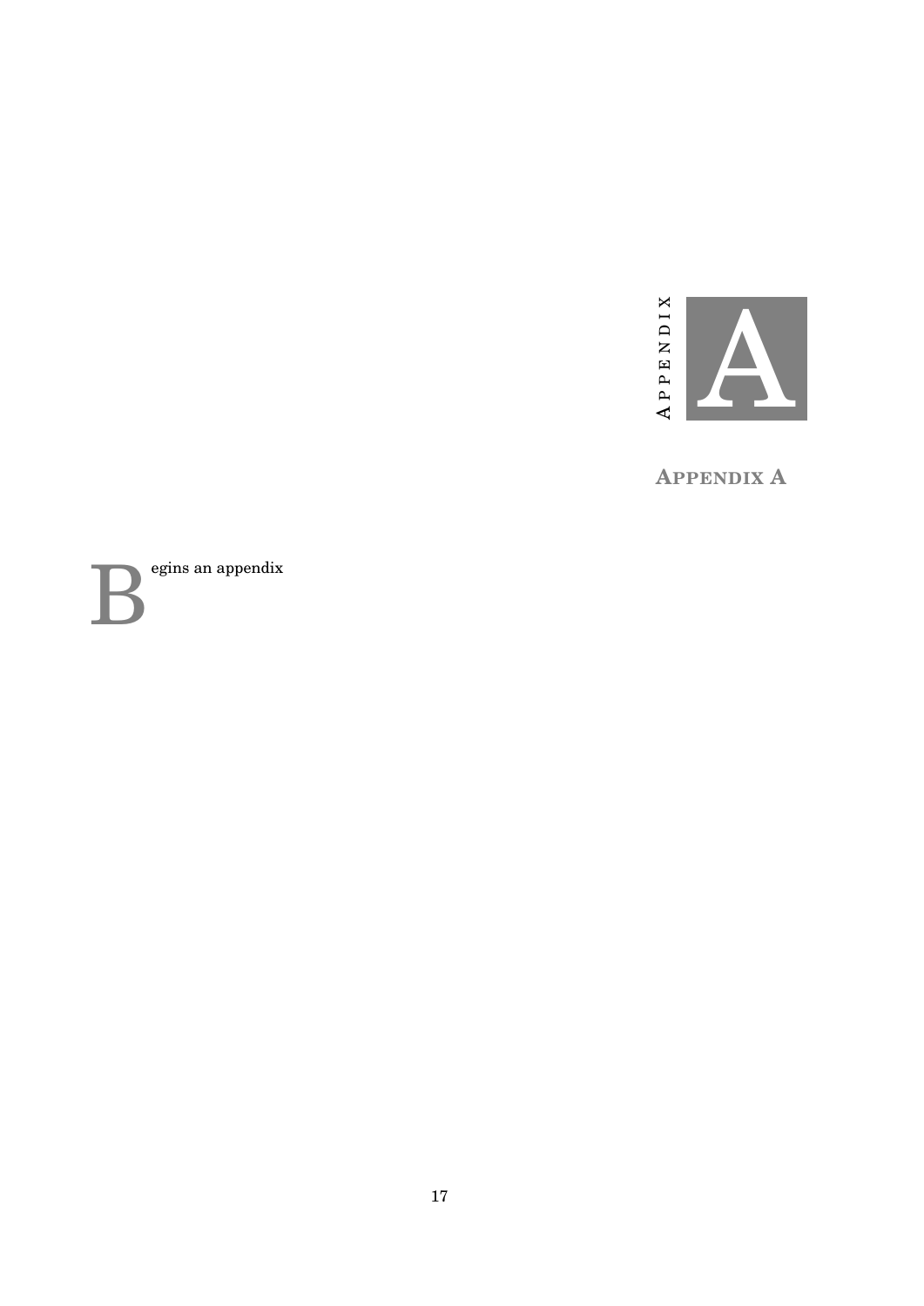# APPENDIX A

Begins an appendix